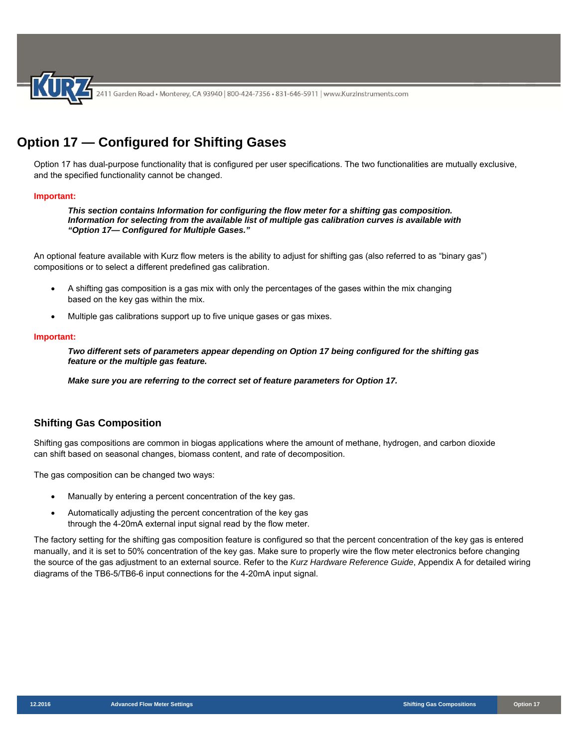# Option 17 — Configured for Shifting Gases

Option 17 has dual-purpose functionality that is configured per user specifications. The two functionalities are mutually exclusive, and the specified functionality cannot be changed.

**Important:**

> ***This section contains Information for configuring the flow meter for a shifting gas composition. Information for selecting from the available list of multiple gas calibration curves is available with "Option 17— Configured for Multiple Gases."***

An optional feature available with Kurz flow meters is the ability to adjust for shifting gas (also referred to as "binary gas") compositions or to select a different predefined gas calibration.

- A shifting gas composition is a gas mix with only the percentages of the gases within the mix changing based on the key gas within the mix.
- Multiple gas calibrations support up to five unique gases or gas mixes.

**Important:**

> ***Two different sets of parameters appear depending on Option 17 being configured for the shifting gas feature or the multiple gas feature.***
>
> ***Make sure you are referring to the correct set of feature parameters for Option 17.***

## Shifting Gas Composition

Shifting gas compositions are common in biogas applications where the amount of methane, hydrogen, and carbon dioxide can shift based on seasonal changes, biomass content, and rate of decomposition.

The gas composition can be changed two ways:

- Manually by entering a percent concentration of the key gas.
- Automatically adjusting the percent concentration of the key gas through the 4-20mA external input signal read by the flow meter.

The factory setting for the shifting gas composition feature is configured so that the percent concentration of the key gas is entered manually, and it is set to 50% concentration of the key gas. Make sure to properly wire the flow meter electronics before changing the source of the gas adjustment to an external source. Refer to the *Kurz Hardware Reference Guide*, Appendix A for detailed wiring diagrams of the TB6-5/TB6-6 input connections for the 4-20mA input signal.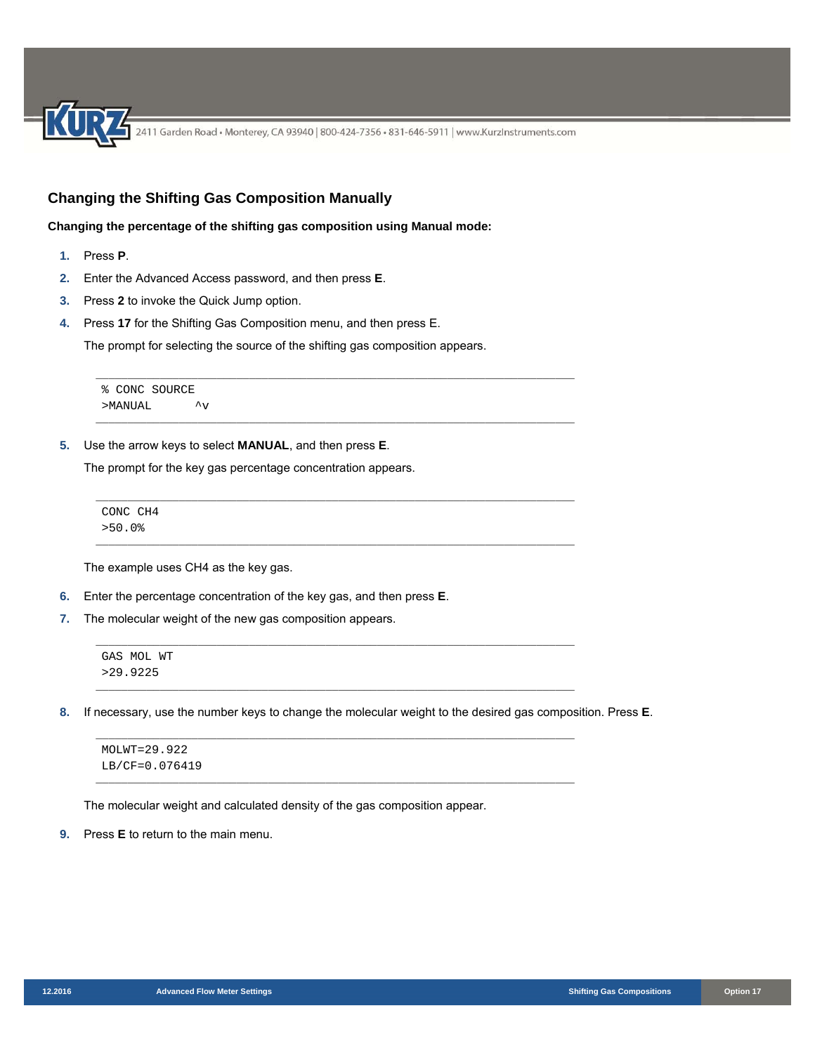## Changing the Shifting Gas Composition Manually

**Changing the percentage of the shifting gas composition using Manual mode:**

1. Press **P**.
2. Enter the Advanced Access password, and then press **E**.
3. Press **2** to invoke the Quick Jump option.
4. Press **17** for the Shifting Gas Composition menu, and then press E.

   The prompt for selecting the source of the shifting gas composition appears.

   ```
   % CONC SOURCE
   >MANUAL      ^v
   ```

5. Use the arrow keys to select **MANUAL**, and then press **E**.

   The prompt for the key gas percentage concentration appears.

   ```
   CONC CH4
   >50.0%
   ```

   The example uses CH4 as the key gas.

6. Enter the percentage concentration of the key gas, and then press **E**.
7. The molecular weight of the new gas composition appears.

   ```
   GAS MOL WT
   >29.9225
   ```

8. If necessary, use the number keys to change the molecular weight to the desired gas composition. Press **E**.

   ```
   MOLWT=29.922
   LB/CF=0.076419
   ```

   The molecular weight and calculated density of the gas composition appear.

9. Press **E** to return to the main menu.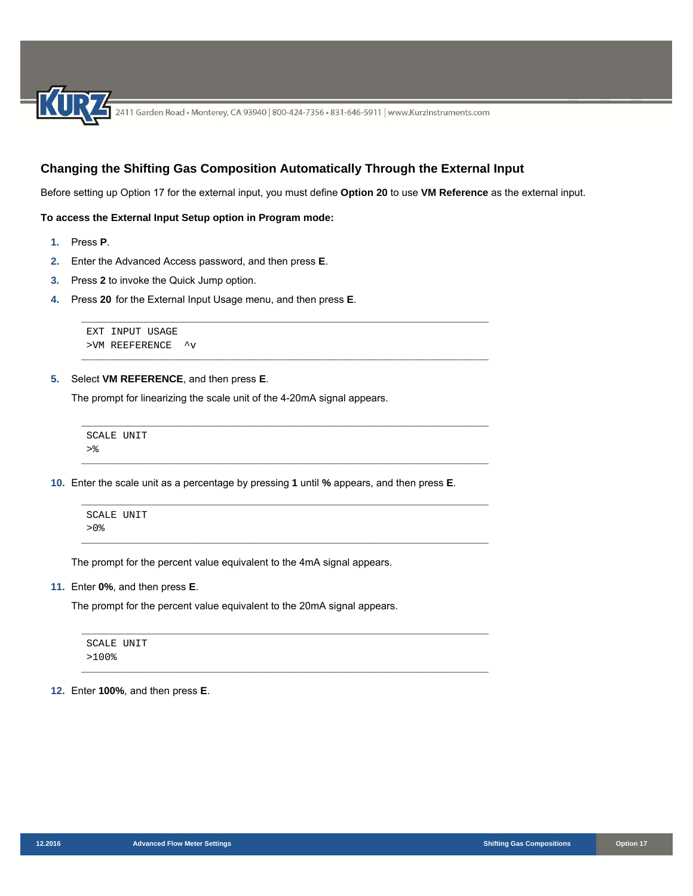## Changing the Shifting Gas Composition Automatically Through the External Input

Before setting up Option 17 for the external input, you must define **Option 20** to use **VM Reference** as the external input.

**To access the External Input Setup option in Program mode:**

1. Press **P**.
2. Enter the Advanced Access password, and then press **E**.
3. Press **2** to invoke the Quick Jump option.
4. Press **20** for the External Input Usage menu, and then press **E**.

```
EXT INPUT USAGE
>VM REEFERENCE  ^v
```

5. Select **VM REFERENCE**, and then press **E**.

   The prompt for linearizing the scale unit of the 4-20mA signal appears.

```
SCALE UNIT
>%
```

10. Enter the scale unit as a percentage by pressing **1** until **%** appears, and then press **E**.

```
SCALE UNIT
>0%
```

   The prompt for the percent value equivalent to the 4mA signal appears.

11. Enter **0%**, and then press **E**.

   The prompt for the percent value equivalent to the 20mA signal appears.

```
SCALE UNIT
>100%
```

12. Enter **100%**, and then press **E**.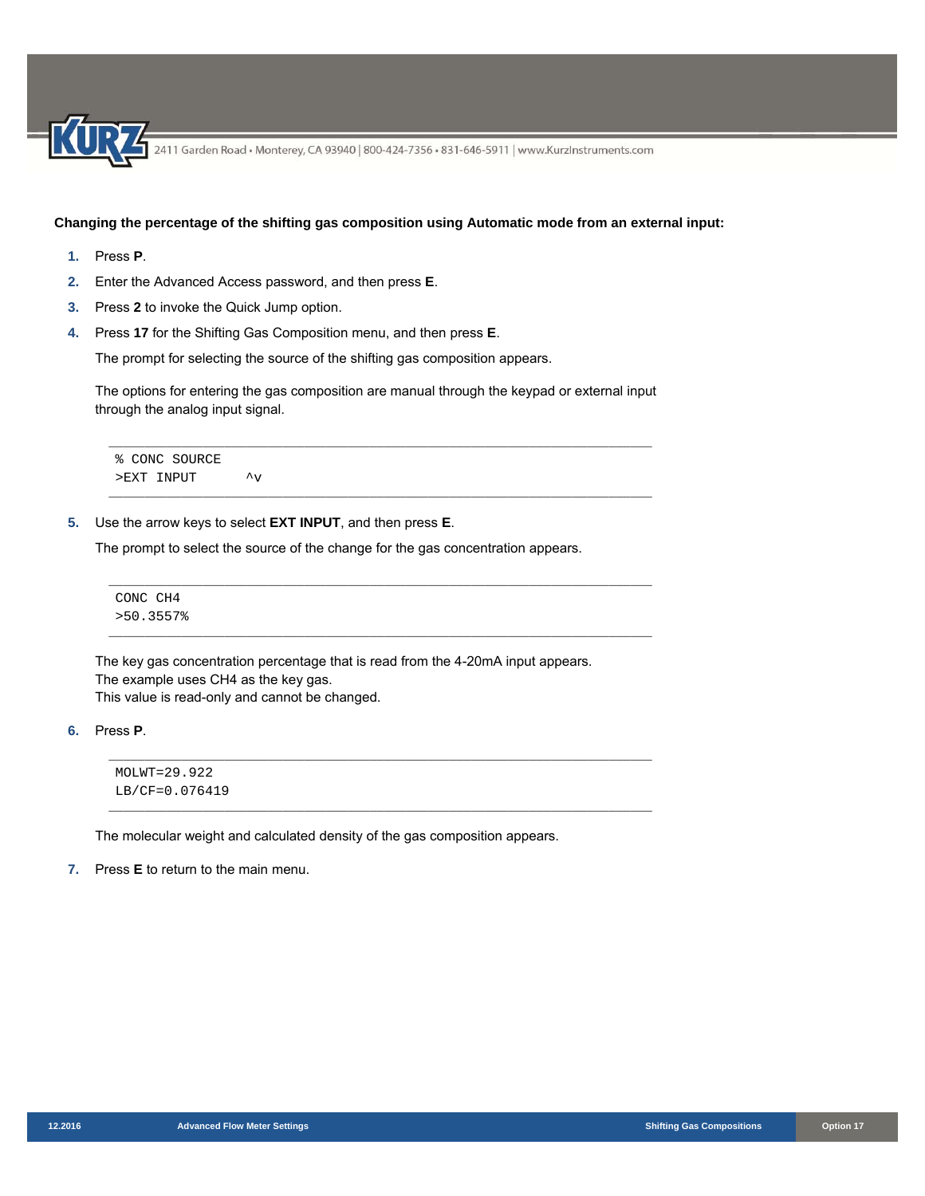**Changing the percentage of the shifting gas composition using Automatic mode from an external input:**

1. Press **P**.
2. Enter the Advanced Access password, and then press **E**.
3. Press **2** to invoke the Quick Jump option.
4. Press **17** for the Shifting Gas Composition menu, and then press **E**.

   The prompt for selecting the source of the shifting gas composition appears.

   The options for entering the gas composition are manual through the keypad or external input through the analog input signal.

   ```
   % CONC SOURCE
   >EXT INPUT      ^v
   ```

5. Use the arrow keys to select **EXT INPUT**, and then press **E**.

   The prompt to select the source of the change for the gas concentration appears.

   ```
   CONC CH4
   >50.3557%
   ```

   The key gas concentration percentage that is read from the 4-20mA input appears.
   The example uses CH4 as the key gas.
   This value is read-only and cannot be changed.

6. Press **P**.

   ```
   MOLWT=29.922
   LB/CF=0.076419
   ```

   The molecular weight and calculated density of the gas composition appears.

7. Press **E** to return to the main menu.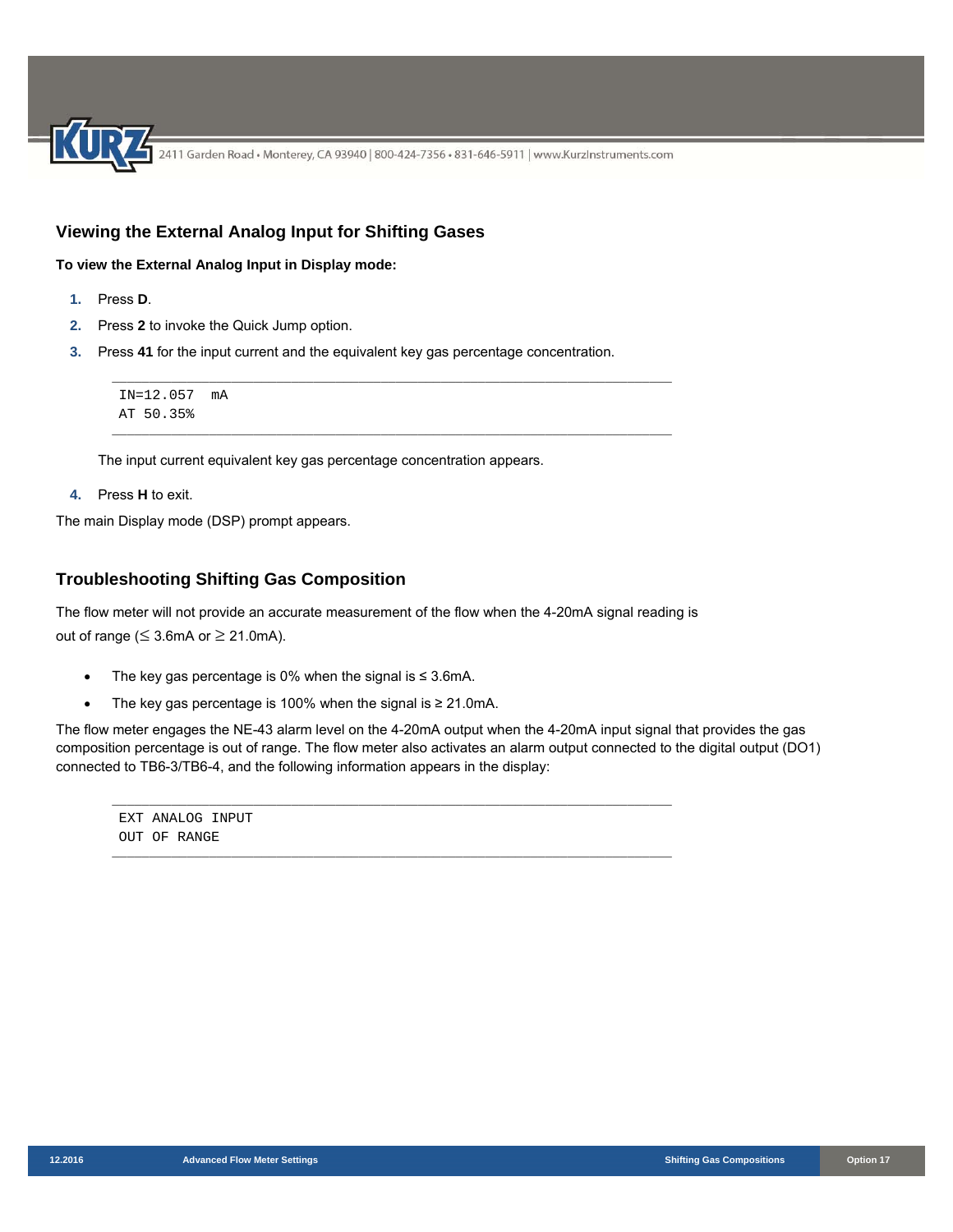## Viewing the External Analog Input for Shifting Gases

**To view the External Analog Input in Display mode:**

1. Press **D**.
2. Press **2** to invoke the Quick Jump option.
3. Press **41** for the input current and the equivalent key gas percentage concentration.

```
IN=12.057  mA
AT 50.35%
```

   The input current equivalent key gas percentage concentration appears.

4. Press **H** to exit.

The main Display mode (DSP) prompt appears.

## Troubleshooting Shifting Gas Composition

The flow meter will not provide an accurate measurement of the flow when the 4-20mA signal reading is out of range (≤ 3.6mA or ≥ 21.0mA).

- The key gas percentage is 0% when the signal is ≤ 3.6mA.
- The key gas percentage is 100% when the signal is ≥ 21.0mA.

The flow meter engages the NE-43 alarm level on the 4-20mA output when the 4-20mA input signal that provides the gas composition percentage is out of range. The flow meter also activates an alarm output connected to the digital output (DO1) connected to TB6-3/TB6-4, and the following information appears in the display:

```
EXT ANALOG INPUT
OUT OF RANGE
```